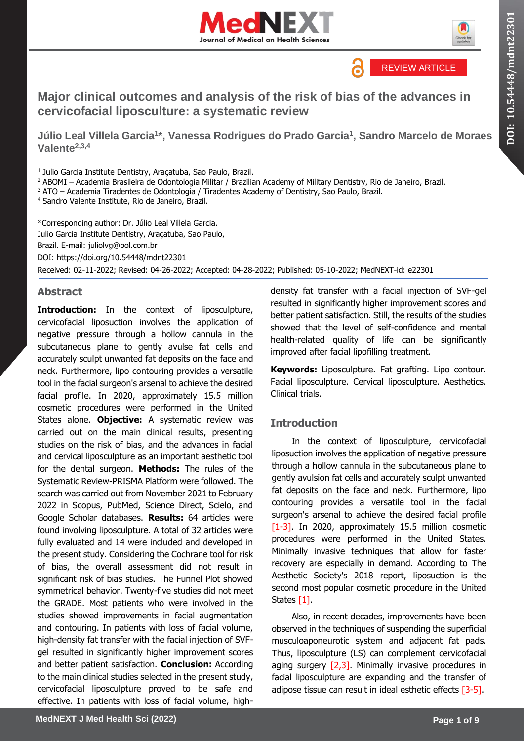REVIEW ARTICLE

# Major clinical outcomes and analysis of the risk of bias of the advances in cervicofacial liposculture: a systematic review

**Júlio Leal Villela Garcia[1]*, Vanessa Rodrigues do Prado Garcia[1], Sandro Marcelo de Moraes Valente[2,3,4]**

[1] Julio Garcia Institute Dentistry, Araçatuba, Sao Paulo, Brazil.
[2] ABOMI – Academia Brasileira de Odontologia Militar / Brazilian Academy of Military Dentistry, Rio de Janeiro, Brazil.
[3] ATO – Academia Tiradentes de Odontologia / Tiradentes Academy of Dentistry, Sao Paulo, Brazil.
[4] Sandro Valente Institute, Rio de Janeiro, Brazil.

*Corresponding author: Dr. Júlio Leal Villela Garcia.
Julio Garcia Institute Dentistry, Araçatuba, Sao Paulo,
Brazil. E-mail: juliolvg@bol.com.br
DOI: https://doi.org/10.54448/mdnt22301
Received: 02-11-2022; Revised: 04-26-2022; Accepted: 04-28-2022; Published: 05-10-2022; MedNEXT-id: e22301

## Abstract

**Introduction:** In the context of liposculpture, cervicofacial liposuction involves the application of negative pressure through a hollow cannula in the subcutaneous plane to gently avulse fat cells and accurately sculpt unwanted fat deposits on the face and neck. Furthermore, lipo contouring provides a versatile tool in the facial surgeon's arsenal to achieve the desired facial profile. In 2020, approximately 15.5 million cosmetic procedures were performed in the United States alone. **Objective:** A systematic review was carried out on the main clinical results, presenting studies on the risk of bias, and the advances in facial and cervical liposculpture as an important aesthetic tool for the dental surgeon. **Methods:** The rules of the Systematic Review-PRISMA Platform were followed. The search was carried out from November 2021 to February 2022 in Scopus, PubMed, Science Direct, Scielo, and Google Scholar databases. **Results:** 64 articles were found involving liposculpture. A total of 32 articles were fully evaluated and 14 were included and developed in the present study. Considering the Cochrane tool for risk of bias, the overall assessment did not result in significant risk of bias studies. The Funnel Plot showed symmetrical behavior. Twenty-five studies did not meet the GRADE. Most patients who were involved in the studies showed improvements in facial augmentation and contouring. In patients with loss of facial volume, high-density fat transfer with the facial injection of SVF-gel resulted in significantly higher improvement scores and better patient satisfaction. **Conclusion:** According to the main clinical studies selected in the present study, cervicofacial liposculpture proved to be safe and effective. In patients with loss of facial volume, high-density fat transfer with a facial injection of SVF-gel resulted in significantly higher improvement scores and better patient satisfaction. Still, the results of the studies showed that the level of self-confidence and mental health-related quality of life can be significantly improved after facial lipofilling treatment.

**Keywords:** Liposculpture. Fat grafting. Lipo contour. Facial liposculpture. Cervical liposculpture. Aesthetics. Clinical trials.

## Introduction

In the context of liposculpture, cervicofacial liposuction involves the application of negative pressure through a hollow cannula in the subcutaneous plane to gently avulsion fat cells and accurately sculpt unwanted fat deposits on the face and neck. Furthermore, lipo contouring provides a versatile tool in the facial surgeon's arsenal to achieve the desired facial profile [1-3]. In 2020, approximately 15.5 million cosmetic procedures were performed in the United States. Minimally invasive techniques that allow for faster recovery are especially in demand. According to The Aesthetic Society's 2018 report, liposuction is the second most popular cosmetic procedure in the United States [1].

Also, in recent decades, improvements have been observed in the techniques of suspending the superficial musculoaponeurotic system and adjacent fat pads. Thus, liposculpture (LS) can complement cervicofacial aging surgery [2,3]. Minimally invasive procedures in facial liposculpture are expanding and the transfer of adipose tissue can result in ideal esthetic effects [3-5].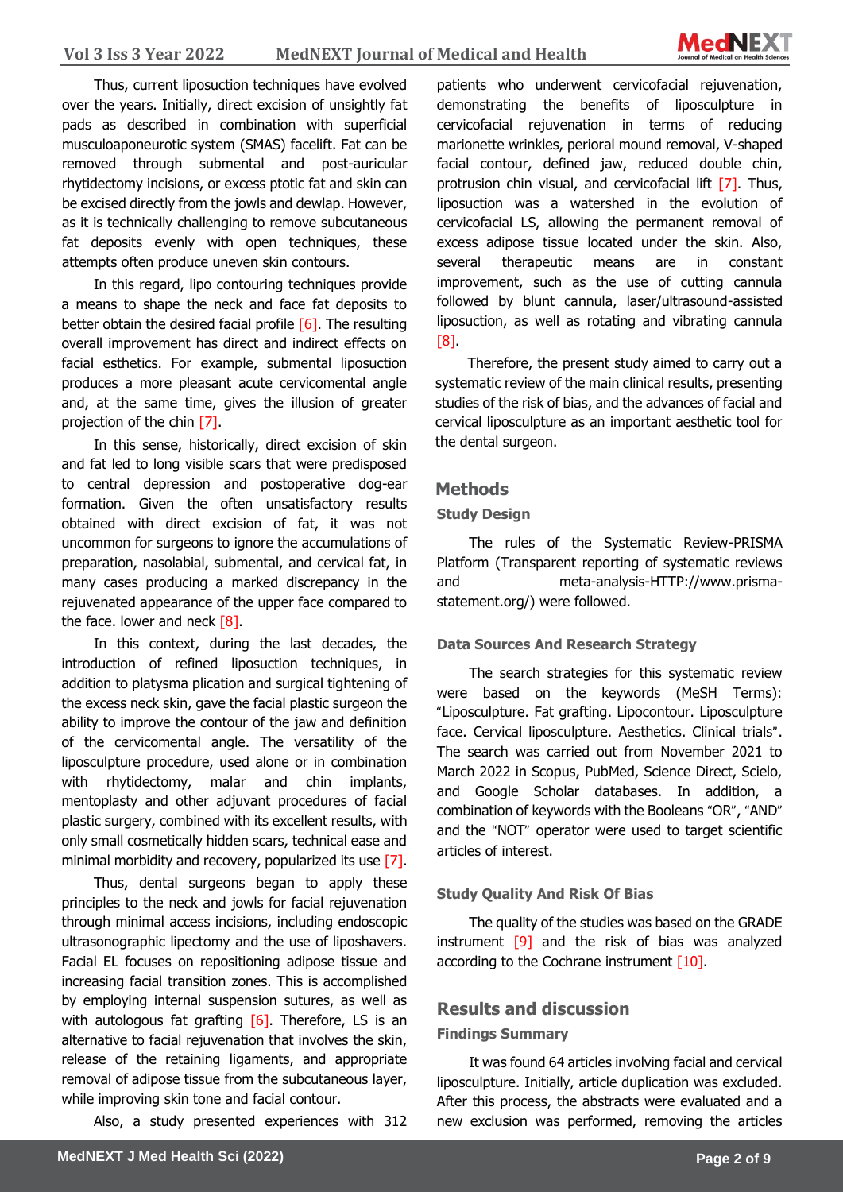Thus, current liposuction techniques have evolved over the years. Initially, direct excision of unsightly fat pads as described in combination with superficial musculoaponeurotic system (SMAS) facelift. Fat can be removed through submental and post-auricular rhytidectomy incisions, or excess ptotic fat and skin can be excised directly from the jowls and dewlap. However, as it is technically challenging to remove subcutaneous fat deposits evenly with open techniques, these attempts often produce uneven skin contours.

In this regard, lipo contouring techniques provide a means to shape the neck and face fat deposits to better obtain the desired facial profile [6]. The resulting overall improvement has direct and indirect effects on facial esthetics. For example, submental liposuction produces a more pleasant acute cervicomental angle and, at the same time, gives the illusion of greater projection of the chin [7].

In this sense, historically, direct excision of skin and fat led to long visible scars that were predisposed to central depression and postoperative dog-ear formation. Given the often unsatisfactory results obtained with direct excision of fat, it was not uncommon for surgeons to ignore the accumulations of preparation, nasolabial, submental, and cervical fat, in many cases producing a marked discrepancy in the rejuvenated appearance of the upper face compared to the face. lower and neck [8].

In this context, during the last decades, the introduction of refined liposuction techniques, in addition to platysma plication and surgical tightening of the excess neck skin, gave the facial plastic surgeon the ability to improve the contour of the jaw and definition of the cervicomental angle. The versatility of the liposculpture procedure, used alone or in combination with rhytidectomy, malar and chin implants, mentoplasty and other adjuvant procedures of facial plastic surgery, combined with its excellent results, with only small cosmetically hidden scars, technical ease and minimal morbidity and recovery, popularized its use [7].

Thus, dental surgeons began to apply these principles to the neck and jowls for facial rejuvenation through minimal access incisions, including endoscopic ultrasonographic lipectomy and the use of liposhavers. Facial EL focuses on repositioning adipose tissue and increasing facial transition zones. This is accomplished by employing internal suspension sutures, as well as with autologous fat grafting [6]. Therefore, LS is an alternative to facial rejuvenation that involves the skin, release of the retaining ligaments, and appropriate removal of adipose tissue from the subcutaneous layer, while improving skin tone and facial contour.

Also, a study presented experiences with 312 patients who underwent cervicofacial rejuvenation, demonstrating the benefits of liposculpture in cervicofacial rejuvenation in terms of reducing marionette wrinkles, perioral mound removal, V-shaped facial contour, defined jaw, reduced double chin, protrusion chin visual, and cervicofacial lift [7]. Thus, liposuction was a watershed in the evolution of cervicofacial LS, allowing the permanent removal of excess adipose tissue located under the skin. Also, several therapeutic means are in constant improvement, such as the use of cutting cannula followed by blunt cannula, laser/ultrasound-assisted liposuction, as well as rotating and vibrating cannula [8].

Therefore, the present study aimed to carry out a systematic review of the main clinical results, presenting studies of the risk of bias, and the advances of facial and cervical liposculpture as an important aesthetic tool for the dental surgeon.

## Methods

### Study Design

The rules of the Systematic Review-PRISMA Platform (Transparent reporting of systematic reviews and meta-analysis-HTTP://www.prisma-statement.org/) were followed.

### Data Sources And Research Strategy

The search strategies for this systematic review were based on the keywords (MeSH Terms): "Liposculpture. Fat grafting. Lipocontour. Liposculpture face. Cervical liposculpture. Aesthetics. Clinical trials". The search was carried out from November 2021 to March 2022 in Scopus, PubMed, Science Direct, Scielo, and Google Scholar databases. In addition, a combination of keywords with the Booleans "OR", "AND" and the "NOT" operator were used to target scientific articles of interest.

### Study Quality And Risk Of Bias

The quality of the studies was based on the GRADE instrument [9] and the risk of bias was analyzed according to the Cochrane instrument [10].

## Results and discussion

### Findings Summary

It was found 64 articles involving facial and cervical liposculpture. Initially, article duplication was excluded. After this process, the abstracts were evaluated and a new exclusion was performed, removing the articles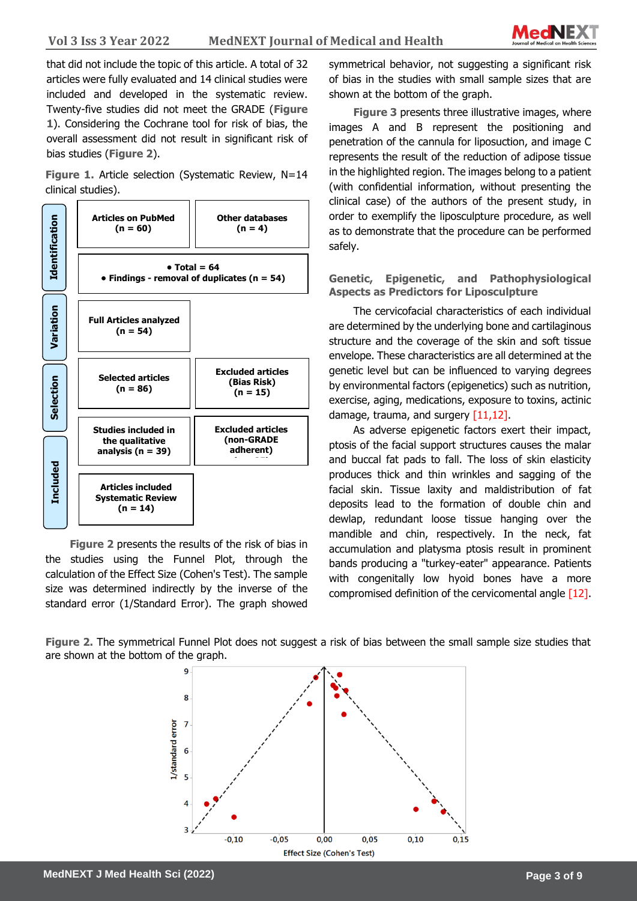that did not include the topic of this article. A total of 32 articles were fully evaluated and 14 clinical studies were included and developed in the systematic review. Twenty-five studies did not meet the GRADE (**Figure 1**). Considering the Cochrane tool for risk of bias, the overall assessment did not result in significant risk of bias studies (**Figure 2**).

**Figure 1.** Article selection (Systematic Review, N=14 clinical studies).

| Stage | | |
|---|---|---|
| Identification | Articles on PubMed (n = 60) | Other databases (n = 4) |
| | • Total = 64 • Findings - removal of duplicates (n = 54) | |
| Variation | Full Articles analyzed (n = 54) | |
| Selection | Selected articles (n = 86) | Excluded articles (Bias Risk) (n = 15) |
| | Studies included in the qualitative analysis (n = 39) | Excluded articles (non-GRADE adherent) |
| Included | Articles included Systematic Review (n = 14) | |

**Figure 2** presents the results of the risk of bias in the studies using the Funnel Plot, through the calculation of the Effect Size (Cohen's Test). The sample size was determined indirectly by the inverse of the standard error (1/Standard Error). The graph showed symmetrical behavior, not suggesting a significant risk of bias in the studies with small sample sizes that are shown at the bottom of the graph.

**Figure 3** presents three illustrative images, where images A and B represent the positioning and penetration of the cannula for liposuction, and image C represents the result of the reduction of adipose tissue in the highlighted region. The images belong to a patient (with confidential information, without presenting the clinical case) of the authors of the present study, in order to exemplify the liposculpture procedure, as well as to demonstrate that the procedure can be performed safely.

## Genetic, Epigenetic, and Pathophysiological Aspects as Predictors for Liposculpture

The cervicofacial characteristics of each individual are determined by the underlying bone and cartilaginous structure and the coverage of the skin and soft tissue envelope. These characteristics are all determined at the genetic level but can be influenced to varying degrees by environmental factors (epigenetics) such as nutrition, exercise, aging, medications, exposure to toxins, actinic damage, trauma, and surgery [11,12].

As adverse epigenetic factors exert their impact, ptosis of the facial support structures causes the malar and buccal fat pads to fall. The loss of skin elasticity produces thick and thin wrinkles and sagging of the facial skin. Tissue laxity and maldistribution of fat deposits lead to the formation of double chin and dewlap, redundant loose tissue hanging over the mandible and chin, respectively. In the neck, fat accumulation and platysma ptosis result in prominent bands producing a "turkey-eater" appearance. Patients with congenitally low hyoid bones have a more compromised definition of the cervicomental angle [12].

**Figure 2.** The symmetrical Funnel Plot does not suggest a risk of bias between the small sample size studies that are shown at the bottom of the graph.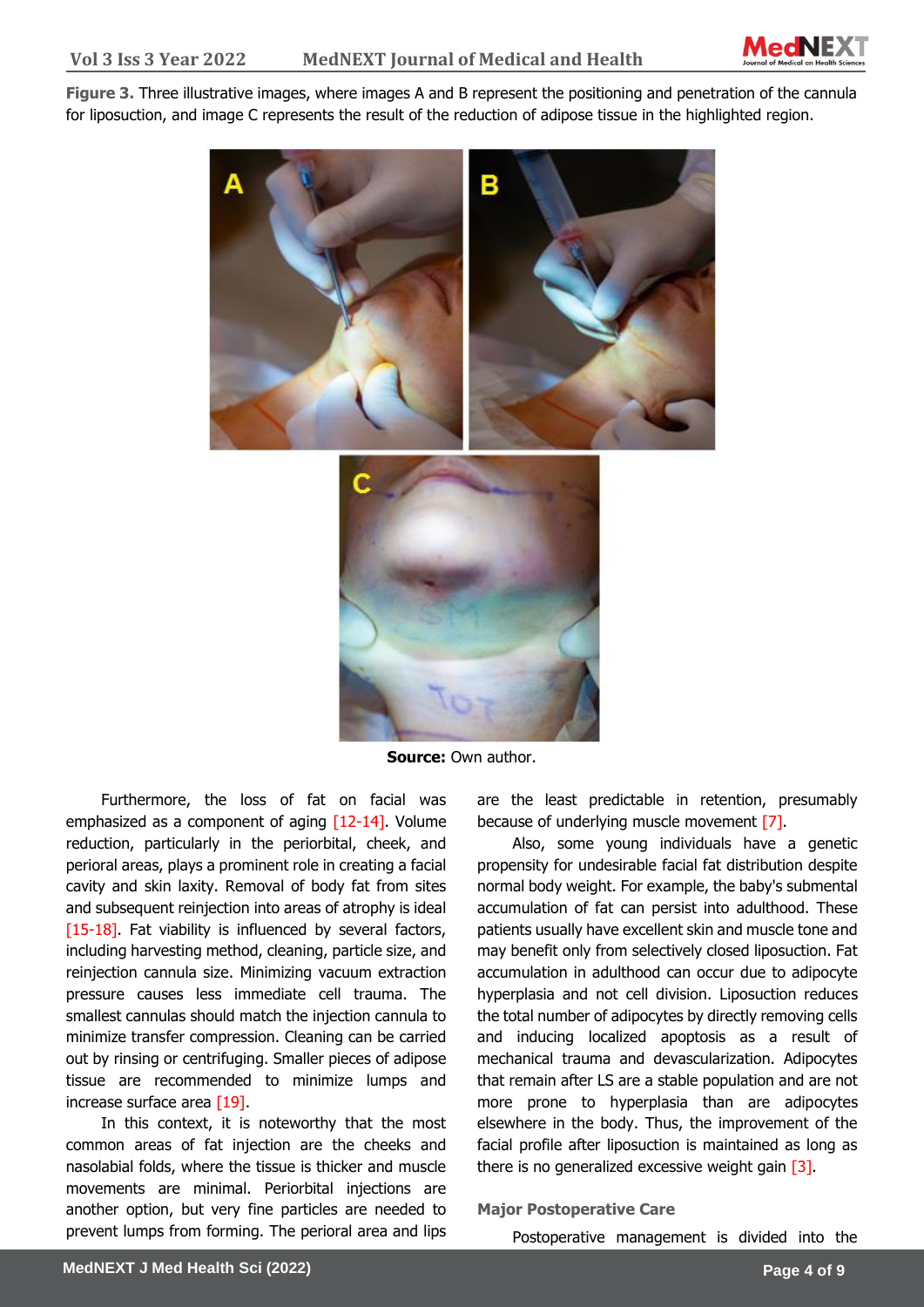**Figure 3.** Three illustrative images, where images A and B represent the positioning and penetration of the cannula for liposuction, and image C represents the result of the reduction of adipose tissue in the highlighted region.

**Source:** Own author.

Furthermore, the loss of fat on facial was emphasized as a component of aging [12-14]. Volume reduction, particularly in the periorbital, cheek, and perioral areas, plays a prominent role in creating a facial cavity and skin laxity. Removal of body fat from sites and subsequent reinjection into areas of atrophy is ideal [15-18]. Fat viability is influenced by several factors, including harvesting method, cleaning, particle size, and reinjection cannula size. Minimizing vacuum extraction pressure causes less immediate cell trauma. The smallest cannulas should match the injection cannula to minimize transfer compression. Cleaning can be carried out by rinsing or centrifuging. Smaller pieces of adipose tissue are recommended to minimize lumps and increase surface area [19].

In this context, it is noteworthy that the most common areas of fat injection are the cheeks and nasolabial folds, where the tissue is thicker and muscle movements are minimal. Periorbital injections are another option, but very fine particles are needed to prevent lumps from forming. The perioral area and lips are the least predictable in retention, presumably because of underlying muscle movement [7].

Also, some young individuals have a genetic propensity for undesirable facial fat distribution despite normal body weight. For example, the baby's submental accumulation of fat can persist into adulthood. These patients usually have excellent skin and muscle tone and may benefit only from selectively closed liposuction. Fat accumulation in adulthood can occur due to adipocyte hyperplasia and not cell division. Liposuction reduces the total number of adipocytes by directly removing cells and inducing localized apoptosis as a result of mechanical trauma and devascularization. Adipocytes that remain after LS are a stable population and are not more prone to hyperplasia than are adipocytes elsewhere in the body. Thus, the improvement of the facial profile after liposuction is maintained as long as there is no generalized excessive weight gain [3].

## Major Postoperative Care

Postoperative management is divided into the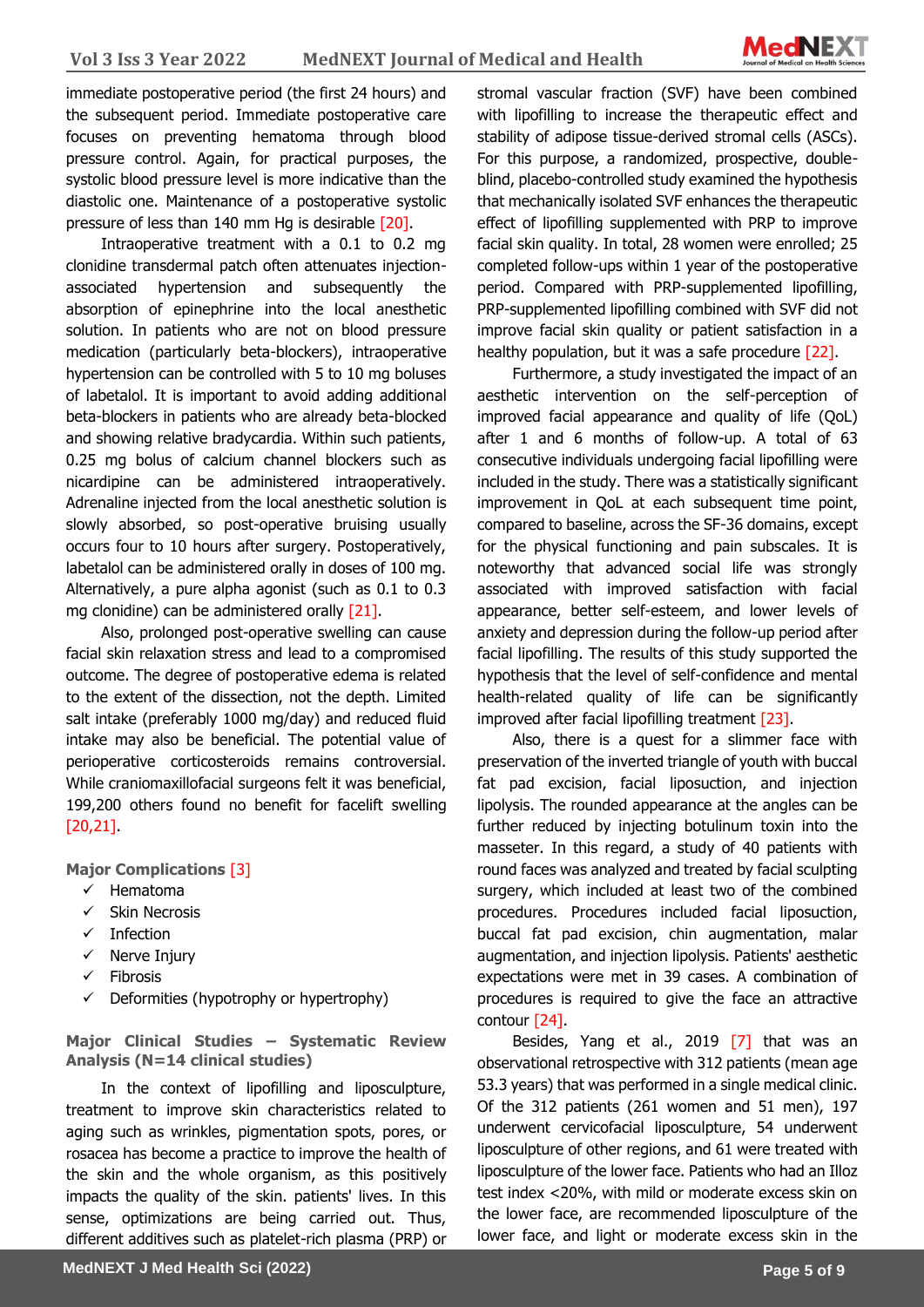immediate postoperative period (the first 24 hours) and the subsequent period. Immediate postoperative care focuses on preventing hematoma through blood pressure control. Again, for practical purposes, the systolic blood pressure level is more indicative than the diastolic one. Maintenance of a postoperative systolic pressure of less than 140 mm Hg is desirable [20].

Intraoperative treatment with a 0.1 to 0.2 mg clonidine transdermal patch often attenuates injection-associated hypertension and subsequently the absorption of epinephrine into the local anesthetic solution. In patients who are not on blood pressure medication (particularly beta-blockers), intraoperative hypertension can be controlled with 5 to 10 mg boluses of labetalol. It is important to avoid adding additional beta-blockers in patients who are already beta-blocked and showing relative bradycardia. Within such patients, 0.25 mg bolus of calcium channel blockers such as nicardipine can be administered intraoperatively. Adrenaline injected from the local anesthetic solution is slowly absorbed, so post-operative bruising usually occurs four to 10 hours after surgery. Postoperatively, labetalol can be administered orally in doses of 100 mg. Alternatively, a pure alpha agonist (such as 0.1 to 0.3 mg clonidine) can be administered orally [21].

Also, prolonged post-operative swelling can cause facial skin relaxation stress and lead to a compromised outcome. The degree of postoperative edema is related to the extent of the dissection, not the depth. Limited salt intake (preferably 1000 mg/day) and reduced fluid intake may also be beneficial. The potential value of perioperative corticosteroids remains controversial. While craniomaxillofacial surgeons felt it was beneficial, 199,200 others found no benefit for facelift swelling [20,21].

### Major Complications [3]

- ✓ Hematoma
- ✓ Skin Necrosis
- ✓ Infection
- ✓ Nerve Injury
- ✓ Fibrosis
- ✓ Deformities (hypotrophy or hypertrophy)

### Major Clinical Studies – Systematic Review Analysis (N=14 clinical studies)

In the context of lipofilling and liposculpture, treatment to improve skin characteristics related to aging such as wrinkles, pigmentation spots, pores, or rosacea has become a practice to improve the health of the skin and the whole organism, as this positively impacts the quality of the skin. patients' lives. In this sense, optimizations are being carried out. Thus, different additives such as platelet-rich plasma (PRP) or stromal vascular fraction (SVF) have been combined with lipofilling to increase the therapeutic effect and stability of adipose tissue-derived stromal cells (ASCs). For this purpose, a randomized, prospective, double-blind, placebo-controlled study examined the hypothesis that mechanically isolated SVF enhances the therapeutic effect of lipofilling supplemented with PRP to improve facial skin quality. In total, 28 women were enrolled; 25 completed follow-ups within 1 year of the postoperative period. Compared with PRP-supplemented lipofilling, PRP-supplemented lipofilling combined with SVF did not improve facial skin quality or patient satisfaction in a healthy population, but it was a safe procedure [22].

Furthermore, a study investigated the impact of an aesthetic intervention on the self-perception of improved facial appearance and quality of life (QoL) after 1 and 6 months of follow-up. A total of 63 consecutive individuals undergoing facial lipofilling were included in the study. There was a statistically significant improvement in QoL at each subsequent time point, compared to baseline, across the SF-36 domains, except for the physical functioning and pain subscales. It is noteworthy that advanced social life was strongly associated with improved satisfaction with facial appearance, better self-esteem, and lower levels of anxiety and depression during the follow-up period after facial lipofilling. The results of this study supported the hypothesis that the level of self-confidence and mental health-related quality of life can be significantly improved after facial lipofilling treatment [23].

Also, there is a quest for a slimmer face with preservation of the inverted triangle of youth with buccal fat pad excision, facial liposuction, and injection lipolysis. The rounded appearance at the angles can be further reduced by injecting botulinum toxin into the masseter. In this regard, a study of 40 patients with round faces was analyzed and treated by facial sculpting surgery, which included at least two of the combined procedures. Procedures included facial liposuction, buccal fat pad excision, chin augmentation, malar augmentation, and injection lipolysis. Patients' aesthetic expectations were met in 39 cases. A combination of procedures is required to give the face an attractive contour [24].

Besides, Yang et al., 2019 [7] that was an observational retrospective with 312 patients (mean age 53.3 years) that was performed in a single medical clinic. Of the 312 patients (261 women and 51 men), 197 underwent cervicofacial liposculpture, 54 underwent liposculpture of other regions, and 61 were treated with liposculpture of the lower face. Patients who had an Illoz test index <20%, with mild or moderate excess skin on the lower face, are recommended liposculpture of the lower face, and light or moderate excess skin in the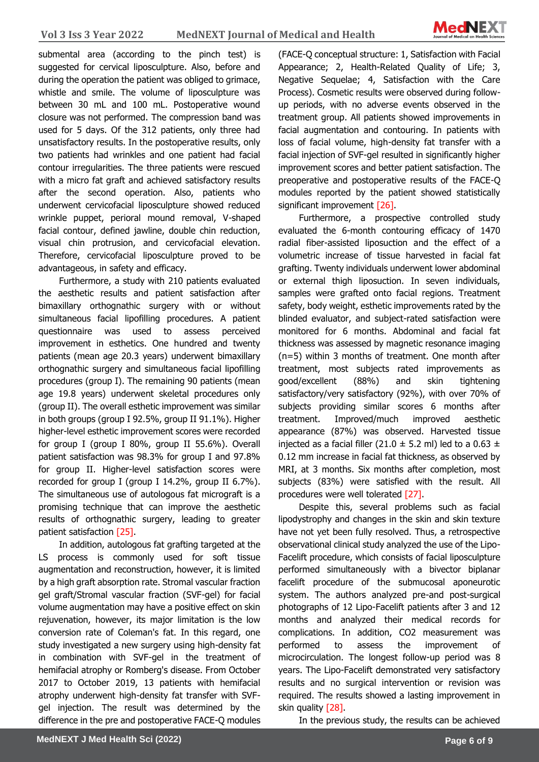submental area (according to the pinch test) is suggested for cervical liposculpture. Also, before and during the operation the patient was obliged to grimace, whistle and smile. The volume of liposculpture was between 30 mL and 100 mL. Postoperative wound closure was not performed. The compression band was used for 5 days. Of the 312 patients, only three had unsatisfactory results. In the postoperative results, only two patients had wrinkles and one patient had facial contour irregularities. The three patients were rescued with a micro fat graft and achieved satisfactory results after the second operation. Also, patients who underwent cervicofacial liposculpture showed reduced wrinkle puppet, perioral mound removal, V-shaped facial contour, defined jawline, double chin reduction, visual chin protrusion, and cervicofacial elevation. Therefore, cervicofacial liposculpture proved to be advantageous, in safety and efficacy.

Furthermore, a study with 210 patients evaluated the aesthetic results and patient satisfaction after bimaxillary orthognathic surgery with or without simultaneous facial lipofilling procedures. A patient questionnaire was used to assess perceived improvement in esthetics. One hundred and twenty patients (mean age 20.3 years) underwent bimaxillary orthognathic surgery and simultaneous facial lipofilling procedures (group I). The remaining 90 patients (mean age 19.8 years) underwent skeletal procedures only (group II). The overall esthetic improvement was similar in both groups (group I 92.5%, group II 91.1%). Higher higher-level esthetic improvement scores were recorded for group I (group I 80%, group II 55.6%). Overall patient satisfaction was 98.3% for group I and 97.8% for group II. Higher-level satisfaction scores were recorded for group I (group I 14.2%, group II 6.7%). The simultaneous use of autologous fat micrograft is a promising technique that can improve the aesthetic results of orthognathic surgery, leading to greater patient satisfaction [25].

In addition, autologous fat grafting targeted at the LS process is commonly used for soft tissue augmentation and reconstruction, however, it is limited by a high graft absorption rate. Stromal vascular fraction gel graft/Stromal vascular fraction (SVF-gel) for facial volume augmentation may have a positive effect on skin rejuvenation, however, its major limitation is the low conversion rate of Coleman's fat. In this regard, one study investigated a new surgery using high-density fat in combination with SVF-gel in the treatment of hemifacial atrophy or Romberg's disease. From October 2017 to October 2019, 13 patients with hemifacial atrophy underwent high-density fat transfer with SVF-gel injection. The result was determined by the difference in the pre and postoperative FACE-Q modules (FACE-Q conceptual structure: 1, Satisfaction with Facial Appearance; 2, Health-Related Quality of Life; 3, Negative Sequelae; 4, Satisfaction with the Care Process). Cosmetic results were observed during follow-up periods, with no adverse events observed in the treatment group. All patients showed improvements in facial augmentation and contouring. In patients with loss of facial volume, high-density fat transfer with a facial injection of SVF-gel resulted in significantly higher improvement scores and better patient satisfaction. The preoperative and postoperative results of the FACE-Q modules reported by the patient showed statistically significant improvement [26].

Furthermore, a prospective controlled study evaluated the 6-month contouring efficacy of 1470 radial fiber-assisted liposuction and the effect of a volumetric increase of tissue harvested in facial fat grafting. Twenty individuals underwent lower abdominal or external thigh liposuction. In seven individuals, samples were grafted onto facial regions. Treatment safety, body weight, esthetic improvements rated by the blinded evaluator, and subject-rated satisfaction were monitored for 6 months. Abdominal and facial fat thickness was assessed by magnetic resonance imaging (n=5) within 3 months of treatment. One month after treatment, most subjects rated improvements as good/excellent (88%) and skin tightening satisfactory/very satisfactory (92%), with over 70% of subjects providing similar scores 6 months after treatment. Improved/much improved aesthetic appearance (87%) was observed. Harvested tissue injected as a facial filler ($21.0 \pm 5.2$ ml) led to a $0.63 \pm 0.12$ mm increase in facial fat thickness, as observed by MRI, at 3 months. Six months after completion, most subjects (83%) were satisfied with the result. All procedures were well tolerated [27].

Despite this, several problems such as facial lipodystrophy and changes in the skin and skin texture have not yet been fully resolved. Thus, a retrospective observational clinical study analyzed the use of the Lipo-Facelift procedure, which consists of facial liposculpture performed simultaneously with a bivector biplanar facelift procedure of the submucosal aponeurotic system. The authors analyzed pre-and post-surgical photographs of 12 Lipo-Facelift patients after 3 and 12 months and analyzed their medical records for complications. In addition, $CO_2$ measurement was performed to assess the improvement of microcirculation. The longest follow-up period was 8 years. The Lipo-Facelift demonstrated very satisfactory results and no surgical intervention or revision was required. The results showed a lasting improvement in skin quality [28].

In the previous study, the results can be achieved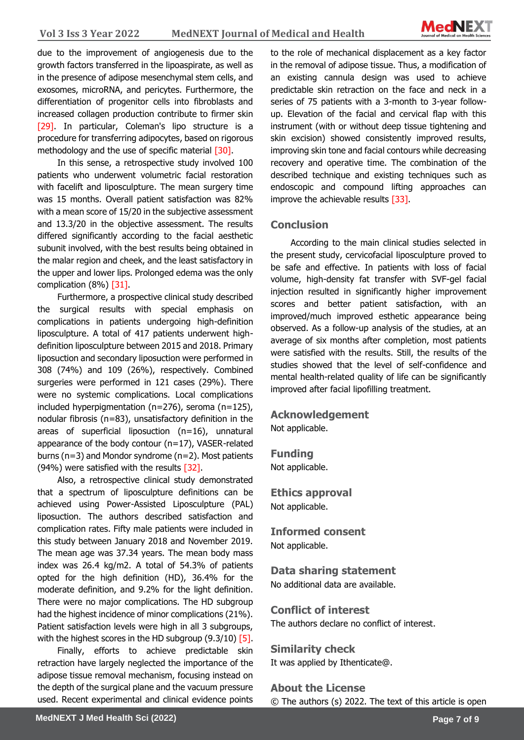due to the improvement of angiogenesis due to the growth factors transferred in the lipoaspirate, as well as in the presence of adipose mesenchymal stem cells, and exosomes, microRNA, and pericytes. Furthermore, the differentiation of progenitor cells into fibroblasts and increased collagen production contribute to firmer skin [29]. In particular, Coleman's lipo structure is a procedure for transferring adipocytes, based on rigorous methodology and the use of specific material [30].

In this sense, a retrospective study involved 100 patients who underwent volumetric facial restoration with facelift and liposculpture. The mean surgery time was 15 months. Overall patient satisfaction was 82% with a mean score of 15/20 in the subjective assessment and 13.3/20 in the objective assessment. The results differed significantly according to the facial aesthetic subunit involved, with the best results being obtained in the malar region and cheek, and the least satisfactory in the upper and lower lips. Prolonged edema was the only complication (8%) [31].

Furthermore, a prospective clinical study described the surgical results with special emphasis on complications in patients undergoing high-definition liposculpture. A total of 417 patients underwent high-definition liposculpture between 2015 and 2018. Primary liposuction and secondary liposuction were performed in 308 (74%) and 109 (26%), respectively. Combined surgeries were performed in 121 cases (29%). There were no systemic complications. Local complications included hyperpigmentation (n=276), seroma (n=125), nodular fibrosis (n=83), unsatisfactory definition in the areas of superficial liposuction (n=16), unnatural appearance of the body contour (n=17), VASER-related burns (n=3) and Mondor syndrome (n=2). Most patients (94%) were satisfied with the results [32].

Also, a retrospective clinical study demonstrated that a spectrum of liposculpture definitions can be achieved using Power-Assisted Liposculpture (PAL) liposuction. The authors described satisfaction and complication rates. Fifty male patients were included in this study between January 2018 and November 2019. The mean age was 37.34 years. The mean body mass index was 26.4 kg/m2. A total of 54.3% of patients opted for the high definition (HD), 36.4% for the moderate definition, and 9.2% for the light definition. There were no major complications. The HD subgroup had the highest incidence of minor complications (21%). Patient satisfaction levels were high in all 3 subgroups, with the highest scores in the HD subgroup (9.3/10) [5].

Finally, efforts to achieve predictable skin retraction have largely neglected the importance of the adipose tissue removal mechanism, focusing instead on the depth of the surgical plane and the vacuum pressure used. Recent experimental and clinical evidence points to the role of mechanical displacement as a key factor in the removal of adipose tissue. Thus, a modification of an existing cannula design was used to achieve predictable skin retraction on the face and neck in a series of 75 patients with a 3-month to 3-year follow-up. Elevation of the facial and cervical flap with this instrument (with or without deep tissue tightening and skin excision) showed consistently improved results, improving skin tone and facial contours while decreasing recovery and operative time. The combination of the described technique and existing techniques such as endoscopic and compound lifting approaches can improve the achievable results [33].

## Conclusion

According to the main clinical studies selected in the present study, cervicofacial liposculpture proved to be safe and effective. In patients with loss of facial volume, high-density fat transfer with SVF-gel facial injection resulted in significantly higher improvement scores and better patient satisfaction, with an improved/much improved esthetic appearance being observed. As a follow-up analysis of the studies, at an average of six months after completion, most patients were satisfied with the results. Still, the results of the studies showed that the level of self-confidence and mental health-related quality of life can be significantly improved after facial lipofilling treatment.

## Acknowledgement

Not applicable.

## Funding

Not applicable.

## Ethics approval

Not applicable.

## Informed consent

Not applicable.

## Data sharing statement

No additional data are available.

## Conflict of interest

The authors declare no conflict of interest.

## Similarity check

It was applied by Ithenticate@.

## About the License

© The authors (s) 2022. The text of this article is open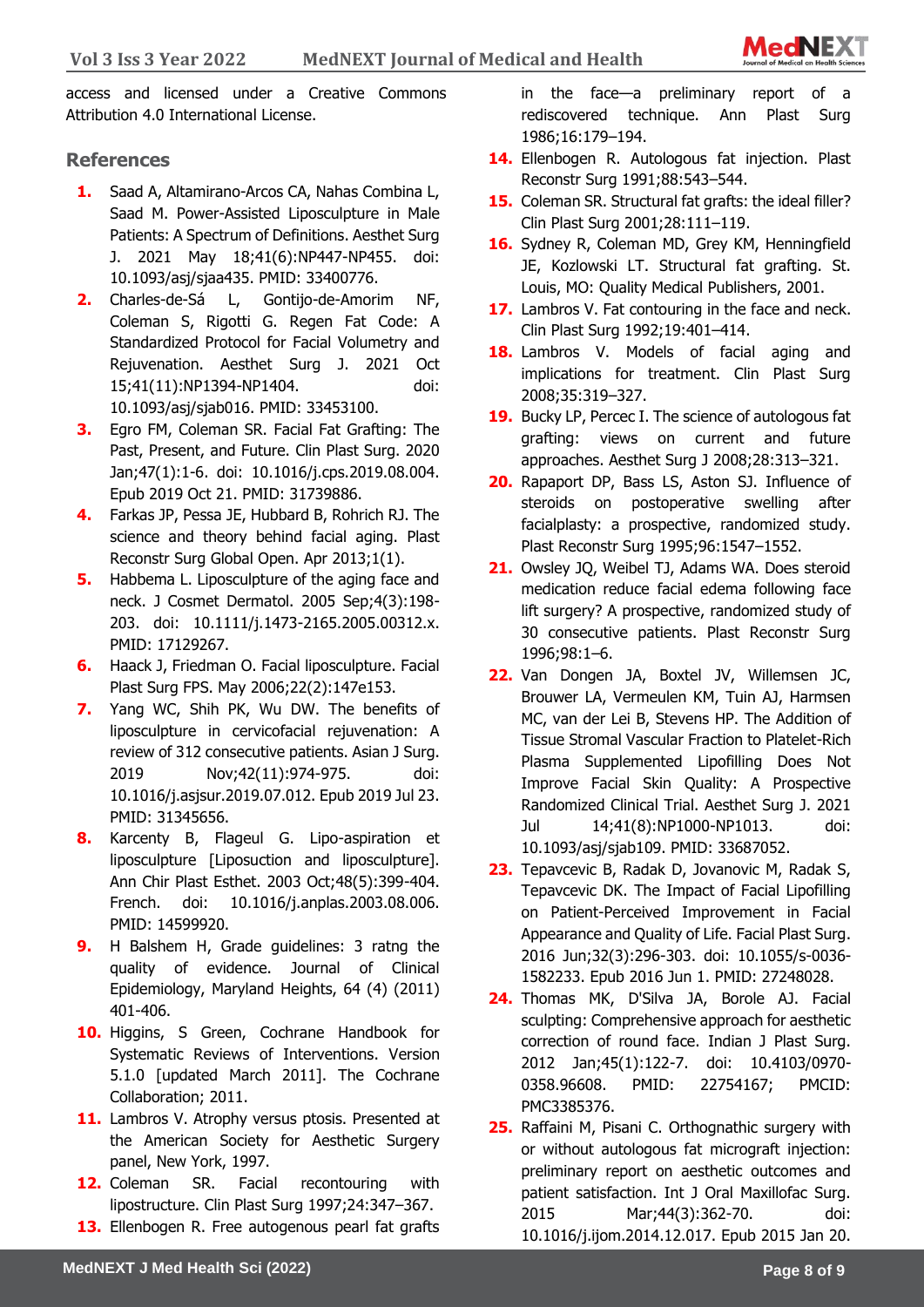access and licensed under a Creative Commons Attribution 4.0 International License.

## References

1. Saad A, Altamirano-Arcos CA, Nahas Combina L, Saad M. Power-Assisted Liposculpture in Male Patients: A Spectrum of Definitions. Aesthet Surg J. 2021 May 18;41(6):NP447-NP455. doi: 10.1093/asj/sjaa435. PMID: 33400776.
2. Charles-de-Sá L, Gontijo-de-Amorim NF, Coleman S, Rigotti G. Regen Fat Code: A Standardized Protocol for Facial Volumetry and Rejuvenation. Aesthet Surg J. 2021 Oct 15;41(11):NP1394-NP1404. doi: 10.1093/asj/sjab016. PMID: 33453100.
3. Egro FM, Coleman SR. Facial Fat Grafting: The Past, Present, and Future. Clin Plast Surg. 2020 Jan;47(1):1-6. doi: 10.1016/j.cps.2019.08.004. Epub 2019 Oct 21. PMID: 31739886.
4. Farkas JP, Pessa JE, Hubbard B, Rohrich RJ. The science and theory behind facial aging. Plast Reconstr Surg Global Open. Apr 2013;1(1).
5. Habbema L. Liposculpture of the aging face and neck. J Cosmet Dermatol. 2005 Sep;4(3):198-203. doi: 10.1111/j.1473-2165.2005.00312.x. PMID: 17129267.
6. Haack J, Friedman O. Facial liposculpture. Facial Plast Surg FPS. May 2006;22(2):147e153.
7. Yang WC, Shih PK, Wu DW. The benefits of liposculpture in cervicofacial rejuvenation: A review of 312 consecutive patients. Asian J Surg. 2019 Nov;42(11):974-975. doi: 10.1016/j.asjsur.2019.07.012. Epub 2019 Jul 23. PMID: 31345656.
8. Karcenty B, Flageul G. Lipo-aspiration et liposculpture [Liposuction and liposculpture]. Ann Chir Plast Esthet. 2003 Oct;48(5):399-404. French. doi: 10.1016/j.anplas.2003.08.006. PMID: 14599920.
9. H Balshem H, Grade guidelines: 3 ratng the quality of evidence. Journal of Clinical Epidemiology, Maryland Heights, 64 (4) (2011) 401-406.
10. Higgins, S Green, Cochrane Handbook for Systematic Reviews of Interventions. Version 5.1.0 [updated March 2011]. The Cochrane Collaboration; 2011.
11. Lambros V. Atrophy versus ptosis. Presented at the American Society for Aesthetic Surgery panel, New York, 1997.
12. Coleman SR. Facial recontouring with lipostructure. Clin Plast Surg 1997;24:347–367.
13. Ellenbogen R. Free autogenous pearl fat grafts in the face—a preliminary report of a rediscovered technique. Ann Plast Surg 1986;16:179–194.
14. Ellenbogen R. Autologous fat injection. Plast Reconstr Surg 1991;88:543–544.
15. Coleman SR. Structural fat grafts: the ideal filler? Clin Plast Surg 2001;28:111–119.
16. Sydney R, Coleman MD, Grey KM, Henningfield JE, Kozlowski LT. Structural fat grafting. St. Louis, MO: Quality Medical Publishers, 2001.
17. Lambros V. Fat contouring in the face and neck. Clin Plast Surg 1992;19:401–414.
18. Lambros V. Models of facial aging and implications for treatment. Clin Plast Surg 2008;35:319–327.
19. Bucky LP, Percec I. The science of autologous fat grafting: views on current and future approaches. Aesthet Surg J 2008;28:313–321.
20. Rapaport DP, Bass LS, Aston SJ. Influence of steroids on postoperative swelling after facialplasty: a prospective, randomized study. Plast Reconstr Surg 1995;96:1547–1552.
21. Owsley JQ, Weibel TJ, Adams WA. Does steroid medication reduce facial edema following face lift surgery? A prospective, randomized study of 30 consecutive patients. Plast Reconstr Surg 1996;98:1–6.
22. Van Dongen JA, Boxtel JV, Willemsen JC, Brouwer LA, Vermeulen KM, Tuin AJ, Harmsen MC, van der Lei B, Stevens HP. The Addition of Tissue Stromal Vascular Fraction to Platelet-Rich Plasma Supplemented Lipofilling Does Not Improve Facial Skin Quality: A Prospective Randomized Clinical Trial. Aesthet Surg J. 2021 Jul 14;41(8):NP1000-NP1013. doi: 10.1093/asj/sjab109. PMID: 33687052.
23. Tepavcevic B, Radak D, Jovanovic M, Radak S, Tepavcevic DK. The Impact of Facial Lipofilling on Patient-Perceived Improvement in Facial Appearance and Quality of Life. Facial Plast Surg. 2016 Jun;32(3):296-303. doi: 10.1055/s-0036-1582233. Epub 2016 Jun 1. PMID: 27248028.
24. Thomas MK, D'Silva JA, Borole AJ. Facial sculpting: Comprehensive approach for aesthetic correction of round face. Indian J Plast Surg. 2012 Jan;45(1):122-7. doi: 10.4103/0970-0358.96608. PMID: 22754167; PMCID: PMC3385376.
25. Raffaini M, Pisani C. Orthognathic surgery with or without autologous fat micrograft injection: preliminary report on aesthetic outcomes and patient satisfaction. Int J Oral Maxillofac Surg. 2015 Mar;44(3):362-70. doi: 10.1016/j.ijom.2014.12.017. Epub 2015 Jan 20.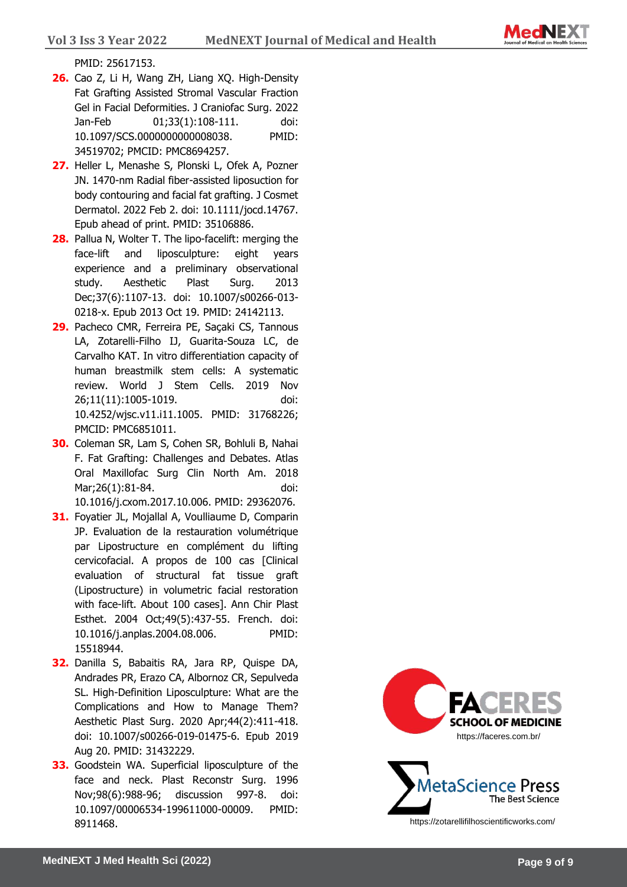PMID: 25617153.

26. Cao Z, Li H, Wang ZH, Liang XQ. High-Density Fat Grafting Assisted Stromal Vascular Fraction Gel in Facial Deformities. J Craniofac Surg. 2022 Jan-Feb 01;33(1):108-111. doi: 10.1097/SCS.0000000000008038. PMID: 34519702; PMCID: PMC8694257.
27. Heller L, Menashe S, Plonski L, Ofek A, Pozner JN. 1470-nm Radial fiber-assisted liposuction for body contouring and facial fat grafting. J Cosmet Dermatol. 2022 Feb 2. doi: 10.1111/jocd.14767. Epub ahead of print. PMID: 35106886.
28. Pallua N, Wolter T. The lipo-facelift: merging the face-lift and liposculpture: eight years experience and a preliminary observational study. Aesthetic Plast Surg. 2013 Dec;37(6):1107-13. doi: 10.1007/s00266-013-0218-x. Epub 2013 Oct 19. PMID: 24142113.
29. Pacheco CMR, Ferreira PE, Saçaki CS, Tannous LA, Zotarelli-Filho IJ, Guarita-Souza LC, de Carvalho KAT. In vitro differentiation capacity of human breastmilk stem cells: A systematic review. World J Stem Cells. 2019 Nov 26;11(11):1005-1019. doi: 10.4252/wjsc.v11.i11.1005. PMID: 31768226; PMCID: PMC6851011.
30. Coleman SR, Lam S, Cohen SR, Bohluli B, Nahai F. Fat Grafting: Challenges and Debates. Atlas Oral Maxillofac Surg Clin North Am. 2018 Mar;26(1):81-84. doi: 10.1016/j.cxom.2017.10.006. PMID: 29362076.
31. Foyatier JL, Mojallal A, Voulliaume D, Comparin JP. Evaluation de la restauration volumétrique par Lipostructure en complément du lifting cervicofacial. A propos de 100 cas [Clinical evaluation of structural fat tissue graft (Lipostructure) in volumetric facial restoration with face-lift. About 100 cases]. Ann Chir Plast Esthet. 2004 Oct;49(5):437-55. French. doi: 10.1016/j.anplas.2004.08.006. PMID: 15518944.
32. Danilla S, Babaitis RA, Jara RP, Quispe DA, Andrades PR, Erazo CA, Albornoz CR, Sepulveda SL. High-Definition Liposculpture: What are the Complications and How to Manage Them? Aesthetic Plast Surg. 2020 Apr;44(2):411-418. doi: 10.1007/s00266-019-01475-6. Epub 2019 Aug 20. PMID: 31432229.
33. Goodstein WA. Superficial liposculpture of the face and neck. Plast Reconstr Surg. 1996 Nov;98(6):988-96; discussion 997-8. doi: 10.1097/00006534-199611000-00009. PMID: 8911468.

FACERES SCHOOL OF MEDICINE
https://faceres.com.br/

MetaScience Press
The Best Science
https://zotarellifilhoscientificworks.com/